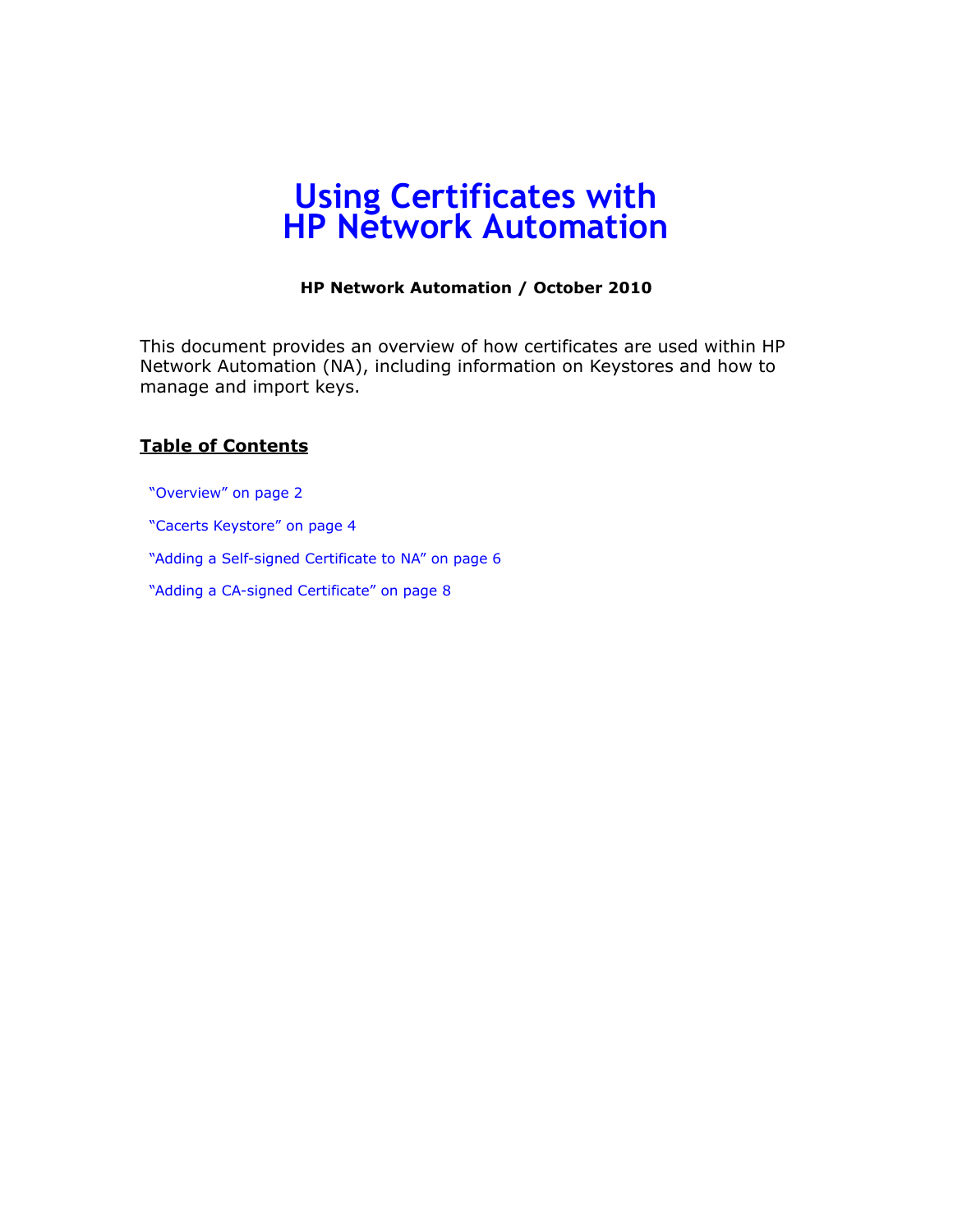# Using Certificates with HP Network Automation

**HP Network Automation / October 2010**

This document provides an overview of how certificates are used within HP Network Automation (NA), including information on Keystores and how to manage and import keys.

## Table of Contents

"Overview" on page 2

"Cacerts Keystore" on page 4

"Adding a Self-signed Certificate to NA" on page 6

"Adding a CA-signed Certificate" on page 8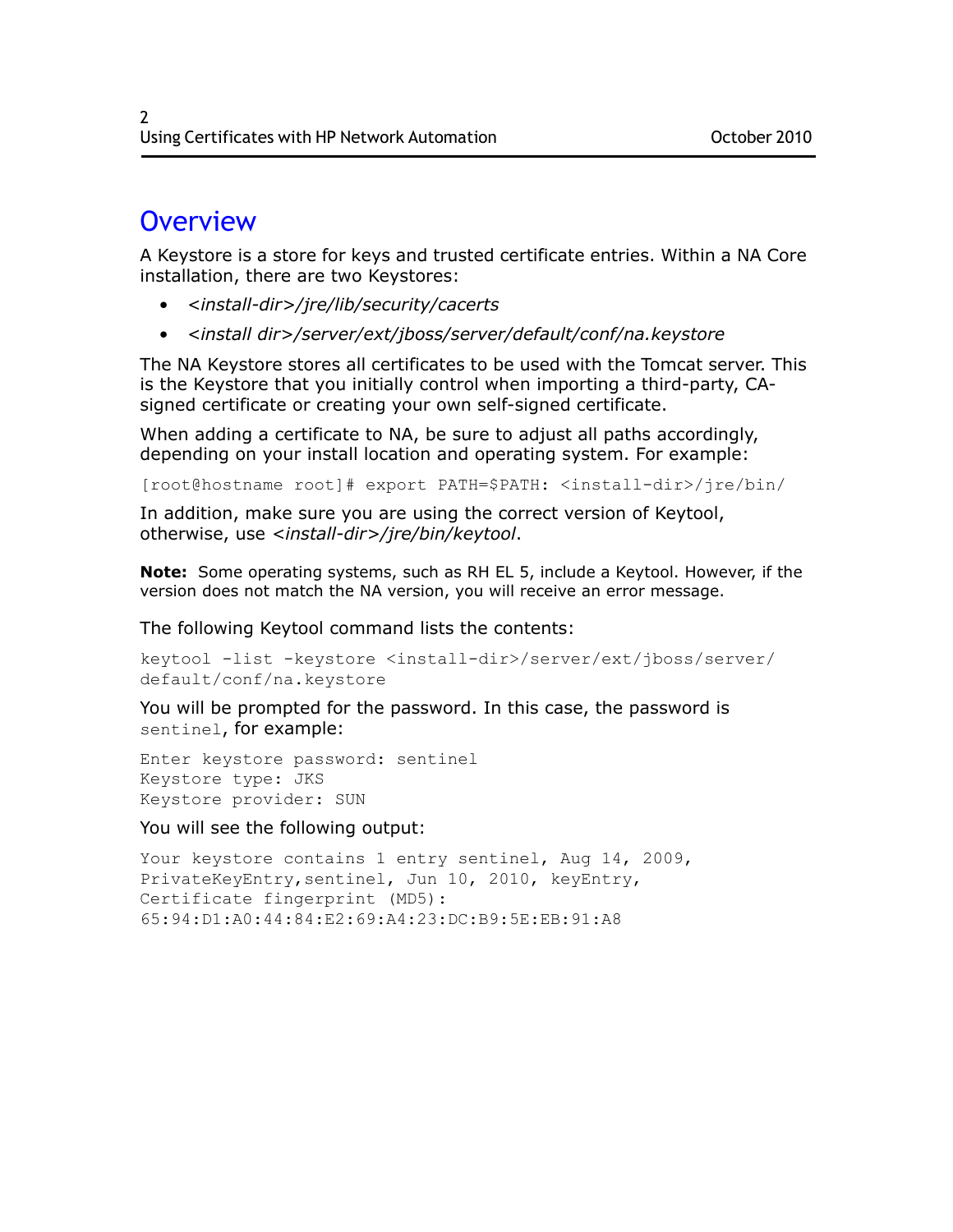# Overview

A Keystore is a store for keys and trusted certificate entries. Within a NA Core installation, there are two Keystores:

- *<install-dir>/jre/lib/security/cacerts*
- *<install dir>/server/ext/jboss/server/default/conf/na.keystore*

The NA Keystore stores all certificates to be used with the Tomcat server. This is the Keystore that you initially control when importing a third-party, CA-signed certificate or creating your own self-signed certificate.

When adding a certificate to NA, be sure to adjust all paths accordingly, depending on your install location and operating system. For example:

```
[root@hostname root]# export PATH=$PATH: <install-dir>/jre/bin/
```

In addition, make sure you are using the correct version of Keytool, otherwise, use *<install-dir>/jre/bin/keytool*.

**Note:** Some operating systems, such as RH EL 5, include a Keytool. However, if the version does not match the NA version, you will receive an error message.

The following Keytool command lists the contents:

```
keytool -list -keystore <install-dir>/server/ext/jboss/server/
default/conf/na.keystore
```

You will be prompted for the password. In this case, the password is `sentinel`, for example:

```
Enter keystore password: sentinel
Keystore type: JKS
Keystore provider: SUN
```

You will see the following output:

```
Your keystore contains 1 entry sentinel, Aug 14, 2009,
PrivateKeyEntry,sentinel, Jun 10, 2010, keyEntry,
Certificate fingerprint (MD5):
65:94:D1:A0:44:84:E2:69:A4:23:DC:B9:5E:EB:91:A8
```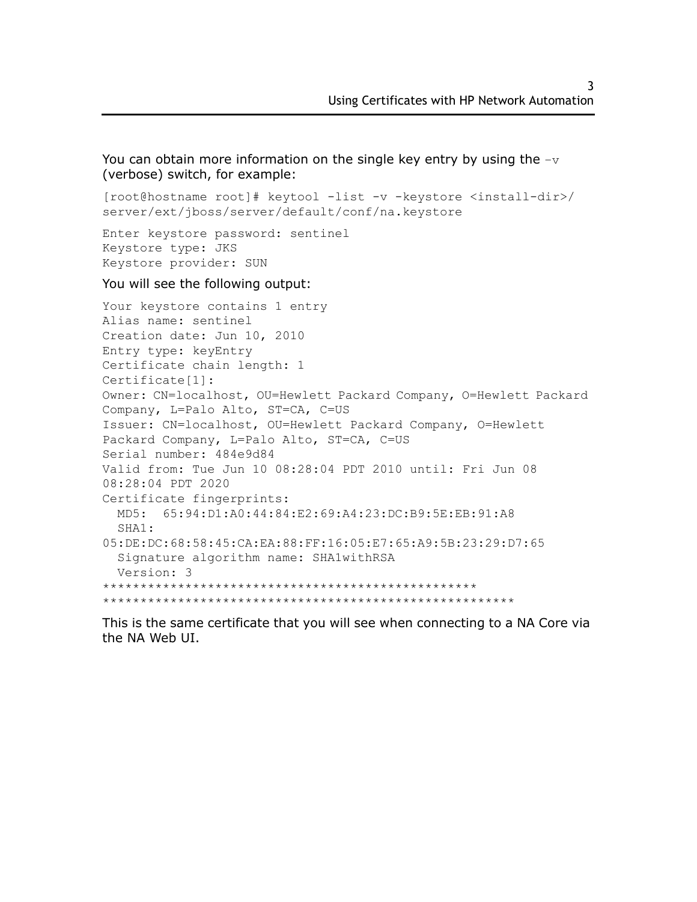You can obtain more information on the single key entry by using the `-v` (verbose) switch, for example:

```
[root@hostname root]# keytool -list -v -keystore <install-dir>/
server/ext/jboss/server/default/conf/na.keystore
```

```
Enter keystore password: sentinel
Keystore type: JKS
Keystore provider: SUN
```

You will see the following output:

```
Your keystore contains 1 entry
Alias name: sentinel
Creation date: Jun 10, 2010
Entry type: keyEntry
Certificate chain length: 1
Certificate[1]:
Owner: CN=localhost, OU=Hewlett Packard Company, O=Hewlett Packard
Company, L=Palo Alto, ST=CA, C=US
Issuer: CN=localhost, OU=Hewlett Packard Company, O=Hewlett
Packard Company, L=Palo Alto, ST=CA, C=US
Serial number: 484e9d84
Valid from: Tue Jun 10 08:28:04 PDT 2010 until: Fri Jun 08
08:28:04 PDT 2020
Certificate fingerprints:
  MD5:  65:94:D1:A0:44:84:E2:69:A4:23:DC:B9:5E:EB:91:A8
  SHA1:
05:DE:DC:68:58:45:CA:EA:88:FF:16:05:E7:65:A9:5B:23:29:D7:65
  Signature algorithm name: SHA1withRSA
  Version: 3
**************************************************
*******************************************************
```

This is the same certificate that you will see when connecting to a NA Core via the NA Web UI.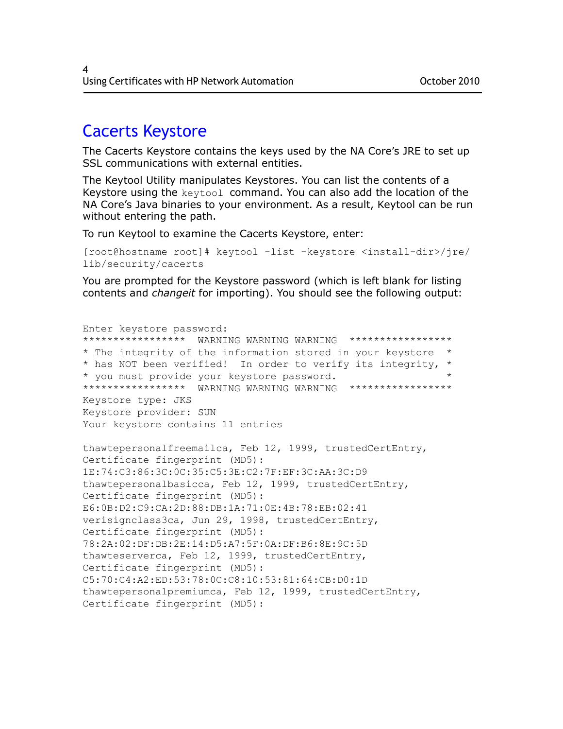# Cacerts Keystore

The Cacerts Keystore contains the keys used by the NA Core's JRE to set up SSL communications with external entities.

The Keytool Utility manipulates Keystores. You can list the contents of a Keystore using the `keytool` command. You can also add the location of the NA Core's Java binaries to your environment. As a result, Keytool can be run without entering the path.

To run Keytool to examine the Cacerts Keystore, enter:

```
[root@hostname root]# keytool -list -keystore <install-dir>/jre/
lib/security/cacerts
```

You are prompted for the Keystore password (which is left blank for listing contents and *changeit* for importing). You should see the following output:

```
Enter keystore password:
*****************  WARNING WARNING WARNING  *****************
* The integrity of the information stored in your keystore  *
* has NOT been verified!  In order to verify its integrity, *
* you must provide your keystore password.                  *
*****************  WARNING WARNING WARNING  *****************
Keystore type: JKS
Keystore provider: SUN
Your keystore contains 11 entries

thawtepersonalfreemailca, Feb 12, 1999, trustedCertEntry,
Certificate fingerprint (MD5):
1E:74:C3:86:3C:0C:35:C5:3E:C2:7F:EF:3C:AA:3C:D9
thawtepersonalbasicca, Feb 12, 1999, trustedCertEntry,
Certificate fingerprint (MD5):
E6:0B:D2:C9:CA:2D:88:DB:1A:71:0E:4B:78:EB:02:41
verisignclass3ca, Jun 29, 1998, trustedCertEntry,
Certificate fingerprint (MD5):
78:2A:02:DF:DB:2E:14:D5:A7:5F:0A:DF:B6:8E:9C:5D
thawteserverca, Feb 12, 1999, trustedCertEntry,
Certificate fingerprint (MD5):
C5:70:C4:A2:ED:53:78:0C:C8:10:53:81:64:CB:D0:1D
thawtepersonalpremiumca, Feb 12, 1999, trustedCertEntry,
Certificate fingerprint (MD5):
```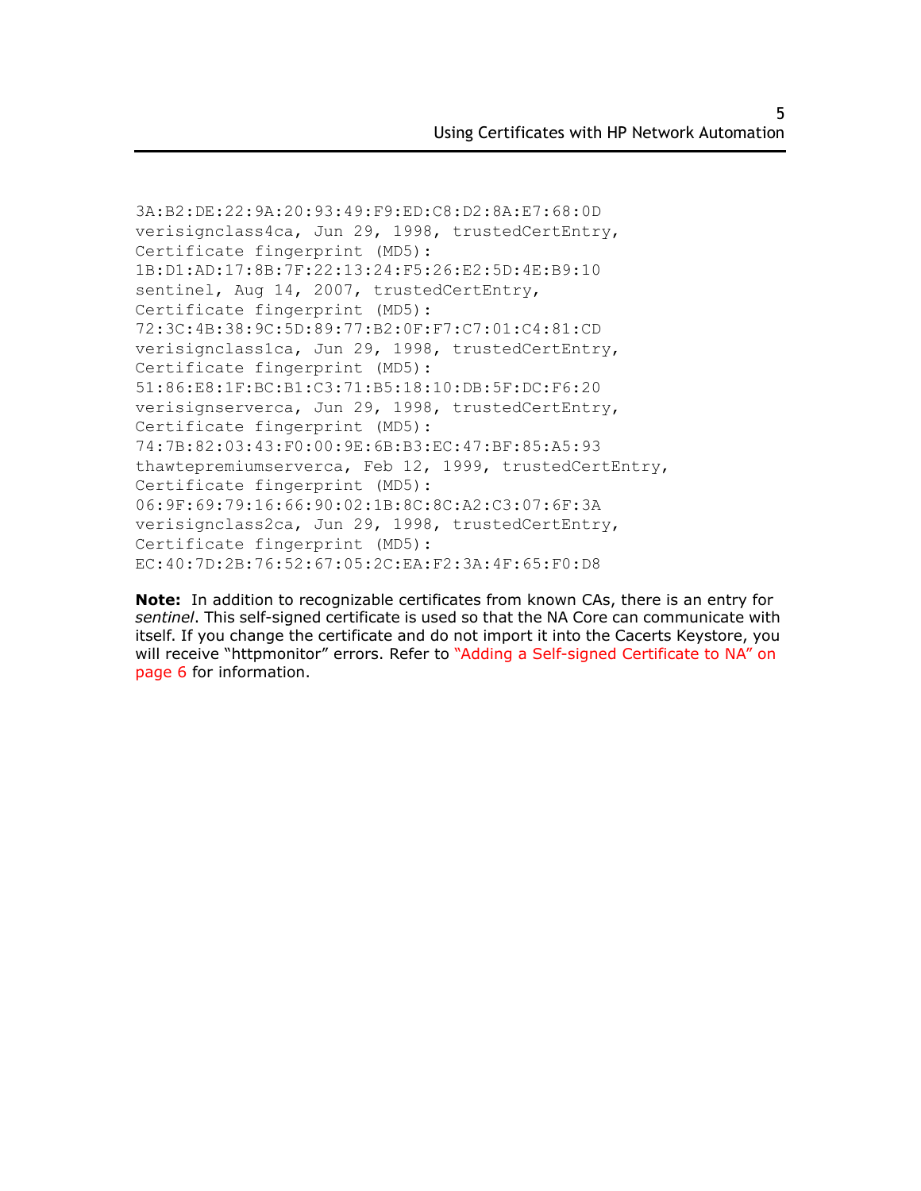```
3A:B2:DE:22:9A:20:93:49:F9:ED:C8:D2:8A:E7:68:0D
verisignclass4ca, Jun 29, 1998, trustedCertEntry,
Certificate fingerprint (MD5):
1B:D1:AD:17:8B:7F:22:13:24:F5:26:E2:5D:4E:B9:10
sentinel, Aug 14, 2007, trustedCertEntry,
Certificate fingerprint (MD5):
72:3C:4B:38:9C:5D:89:77:B2:0F:F7:C7:01:C4:81:CD
verisignclass1ca, Jun 29, 1998, trustedCertEntry,
Certificate fingerprint (MD5):
51:86:E8:1F:BC:B1:C3:71:B5:18:10:DB:5F:DC:F6:20
verisignserverca, Jun 29, 1998, trustedCertEntry,
Certificate fingerprint (MD5):
74:7B:82:03:43:F0:00:9E:6B:B3:EC:47:BF:85:A5:93
thawtepremiumserverca, Feb 12, 1999, trustedCertEntry,
Certificate fingerprint (MD5):
06:9F:69:79:16:66:90:02:1B:8C:8C:A2:C3:07:6F:3A
verisignclass2ca, Jun 29, 1998, trustedCertEntry,
Certificate fingerprint (MD5):
EC:40:7D:2B:76:52:67:05:2C:EA:F2:3A:4F:65:F0:D8
```

**Note:** In addition to recognizable certificates from known CAs, there is an entry for *sentinel*. This self-signed certificate is used so that the NA Core can communicate with itself. If you change the certificate and do not import it into the Cacerts Keystore, you will receive "httpmonitor" errors. Refer to "Adding a Self-signed Certificate to NA" on page 6 for information.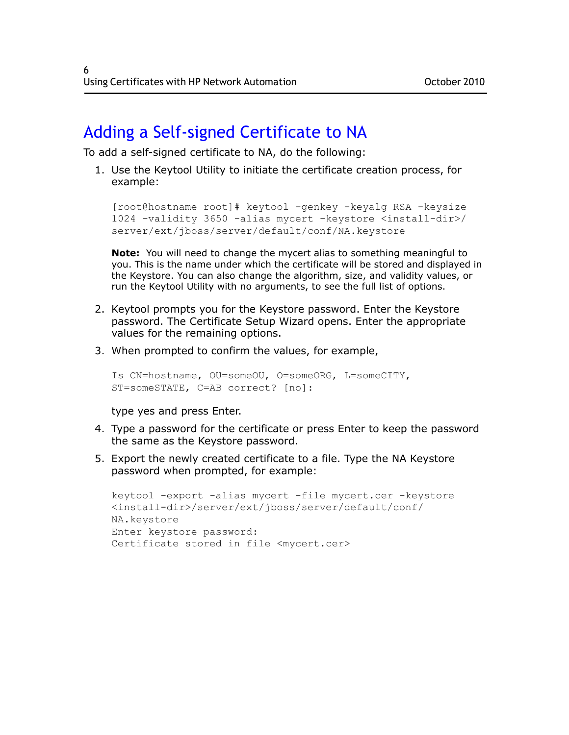## Adding a Self-signed Certificate to NA

To add a self-signed certificate to NA, do the following:

1. Use the Keytool Utility to initiate the certificate creation process, for example:

   ```
   [root@hostname root]# keytool -genkey -keyalg RSA -keysize
   1024 -validity 3650 -alias mycert -keystore <install-dir>/
   server/ext/jboss/server/default/conf/NA.keystore
   ```

   **Note:** You will need to change the mycert alias to something meaningful to you. This is the name under which the certificate will be stored and displayed in the Keystore. You can also change the algorithm, size, and validity values, or run the Keytool Utility with no arguments, to see the full list of options.

2. Keytool prompts you for the Keystore password. Enter the Keystore password. The Certificate Setup Wizard opens. Enter the appropriate values for the remaining options.

3. When prompted to confirm the values, for example,

   ```
   Is CN=hostname, OU=someOU, O=someORG, L=someCITY,
   ST=someSTATE, C=AB correct? [no]:
   ```

   type yes and press Enter.

4. Type a password for the certificate or press Enter to keep the password the same as the Keystore password.

5. Export the newly created certificate to a file. Type the NA Keystore password when prompted, for example:

   ```
   keytool -export -alias mycert -file mycert.cer -keystore
   <install-dir>/server/ext/jboss/server/default/conf/
   NA.keystore
   Enter keystore password:
   Certificate stored in file <mycert.cer>
   ```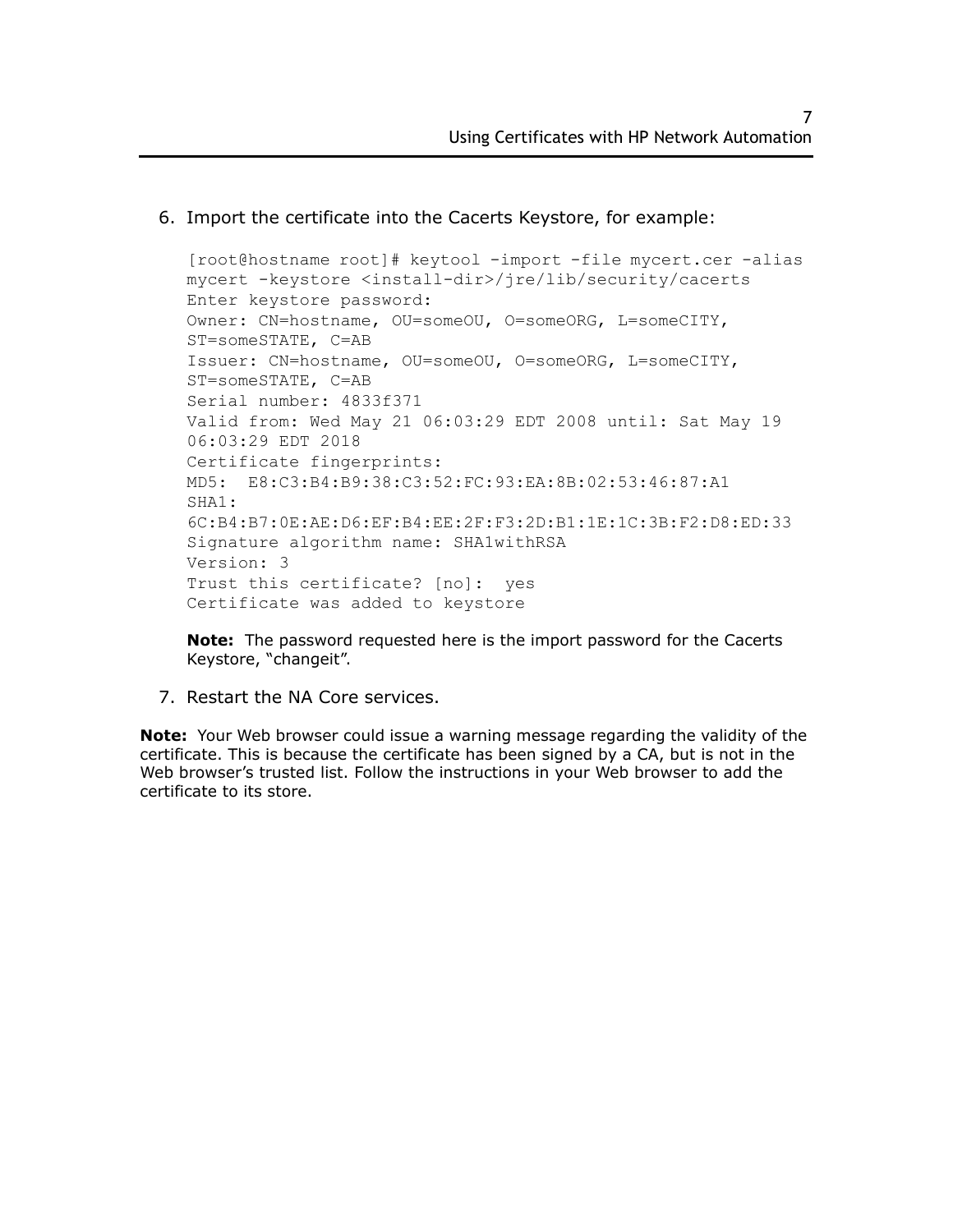6. Import the certificate into the Cacerts Keystore, for example:

```
[root@hostname root]# keytool -import -file mycert.cer -alias
mycert -keystore <install-dir>/jre/lib/security/cacerts
Enter keystore password:
Owner: CN=hostname, OU=someOU, O=someORG, L=someCITY,
ST=someSTATE, C=AB
Issuer: CN=hostname, OU=someOU, O=someORG, L=someCITY,
ST=someSTATE, C=AB
Serial number: 4833f371
Valid from: Wed May 21 06:03:29 EDT 2008 until: Sat May 19
06:03:29 EDT 2018
Certificate fingerprints:
MD5:  E8:C3:B4:B9:38:C3:52:FC:93:EA:8B:02:53:46:87:A1
SHA1:
6C:B4:B7:0E:AE:D6:EF:B4:EE:2F:F3:2D:B1:1E:1C:3B:F2:D8:ED:33
Signature algorithm name: SHA1withRSA
Version: 3
Trust this certificate? [no]:  yes
Certificate was added to keystore
```

   **Note:** The password requested here is the import password for the Cacerts Keystore, "changeit".

7. Restart the NA Core services.

**Note:** Your Web browser could issue a warning message regarding the validity of the certificate. This is because the certificate has been signed by a CA, but is not in the Web browser's trusted list. Follow the instructions in your Web browser to add the certificate to its store.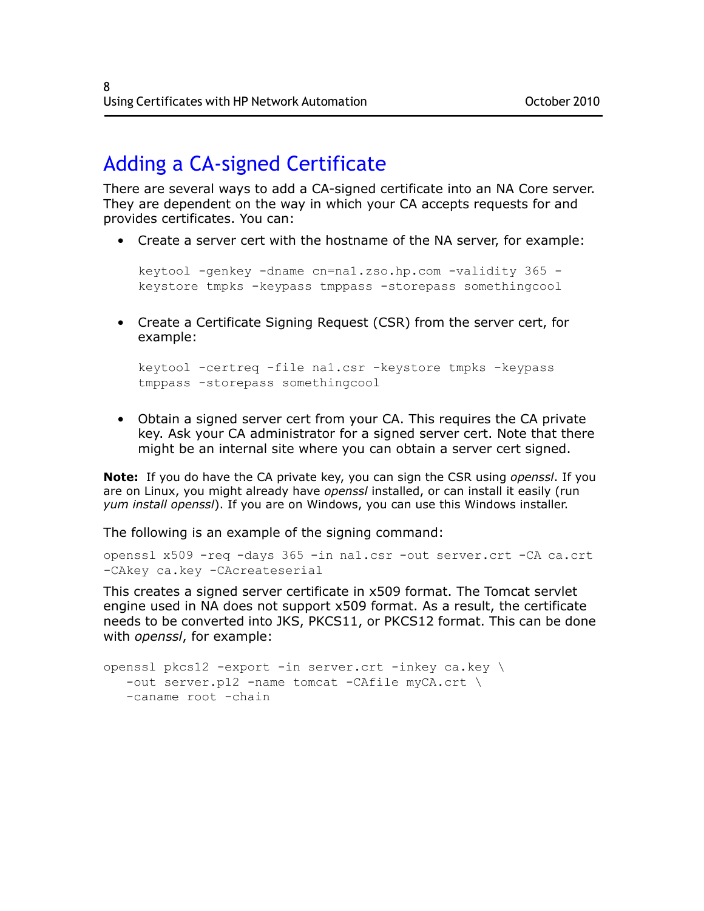## Adding a CA-signed Certificate

There are several ways to add a CA-signed certificate into an NA Core server. They are dependent on the way in which your CA accepts requests for and provides certificates. You can:

- Create a server cert with the hostname of the NA server, for example:

  ```
  keytool -genkey -dname cn=na1.zso.hp.com -validity 365 -
  keystore tmpks -keypass tmppass -storepass somethingcool
  ```

- Create a Certificate Signing Request (CSR) from the server cert, for example:

  ```
  keytool -certreq -file na1.csr -keystore tmpks -keypass
  tmppass -storepass somethingcool
  ```

- Obtain a signed server cert from your CA. This requires the CA private key. Ask your CA administrator for a signed server cert. Note that there might be an internal site where you can obtain a server cert signed.

**Note:** If you do have the CA private key, you can sign the CSR using *openssl*. If you are on Linux, you might already have *openssl* installed, or can install it easily (run *yum install openssl*). If you are on Windows, you can use this Windows installer.

The following is an example of the signing command:

```
openssl x509 -req -days 365 -in na1.csr -out server.crt -CA ca.crt
-CAkey ca.key -CAcreateserial
```

This creates a signed server certificate in x509 format. The Tomcat servlet engine used in NA does not support x509 format. As a result, the certificate needs to be converted into JKS, PKCS11, or PKCS12 format. This can be done with *openssl*, for example:

```
openssl pkcs12 -export -in server.crt -inkey ca.key \
   -out server.p12 -name tomcat -CAfile myCA.crt \
   -caname root -chain
```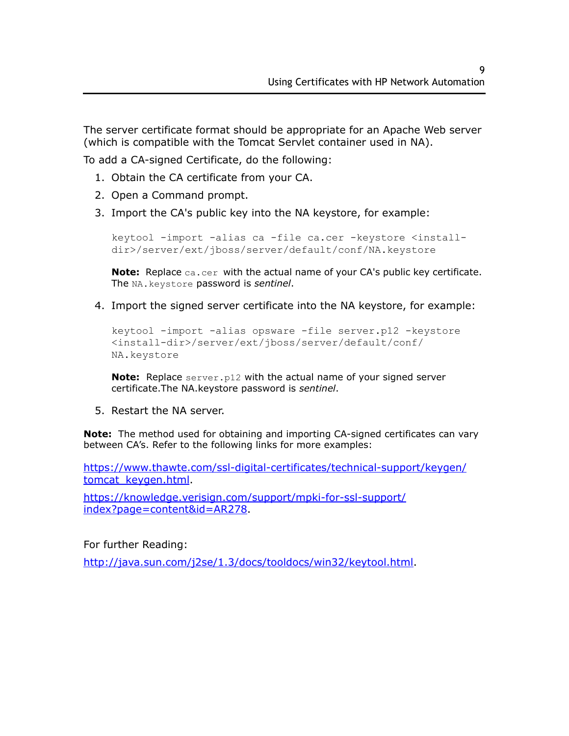The server certificate format should be appropriate for an Apache Web server (which is compatible with the Tomcat Servlet container used in NA).

To add a CA-signed Certificate, do the following:

1. Obtain the CA certificate from your CA.
2. Open a Command prompt.
3. Import the CA's public key into the NA keystore, for example:

   ```
   keytool -import -alias ca -file ca.cer -keystore <install-dir>/server/ext/jboss/server/default/conf/NA.keystore
   ```

   **Note:** Replace `ca.cer` with the actual name of your CA's public key certificate. The `NA.keystore` password is *sentinel*.

4. Import the signed server certificate into the NA keystore, for example:

   ```
   keytool -import -alias opsware -file server.p12 -keystore <install-dir>/server/ext/jboss/server/default/conf/NA.keystore
   ```

   **Note:** Replace `server.p12` with the actual name of your signed server certificate.The NA.keystore password is *sentinel*.

5. Restart the NA server.

**Note:** The method used for obtaining and importing CA-signed certificates can vary between CA's. Refer to the following links for more examples:

https://www.thawte.com/ssl-digital-certificates/technical-support/keygen/tomcat_keygen.html.

https://knowledge.verisign.com/support/mpki-for-ssl-support/index?page=content&id=AR278.

For further Reading:

http://java.sun.com/j2se/1.3/docs/tooldocs/win32/keytool.html.